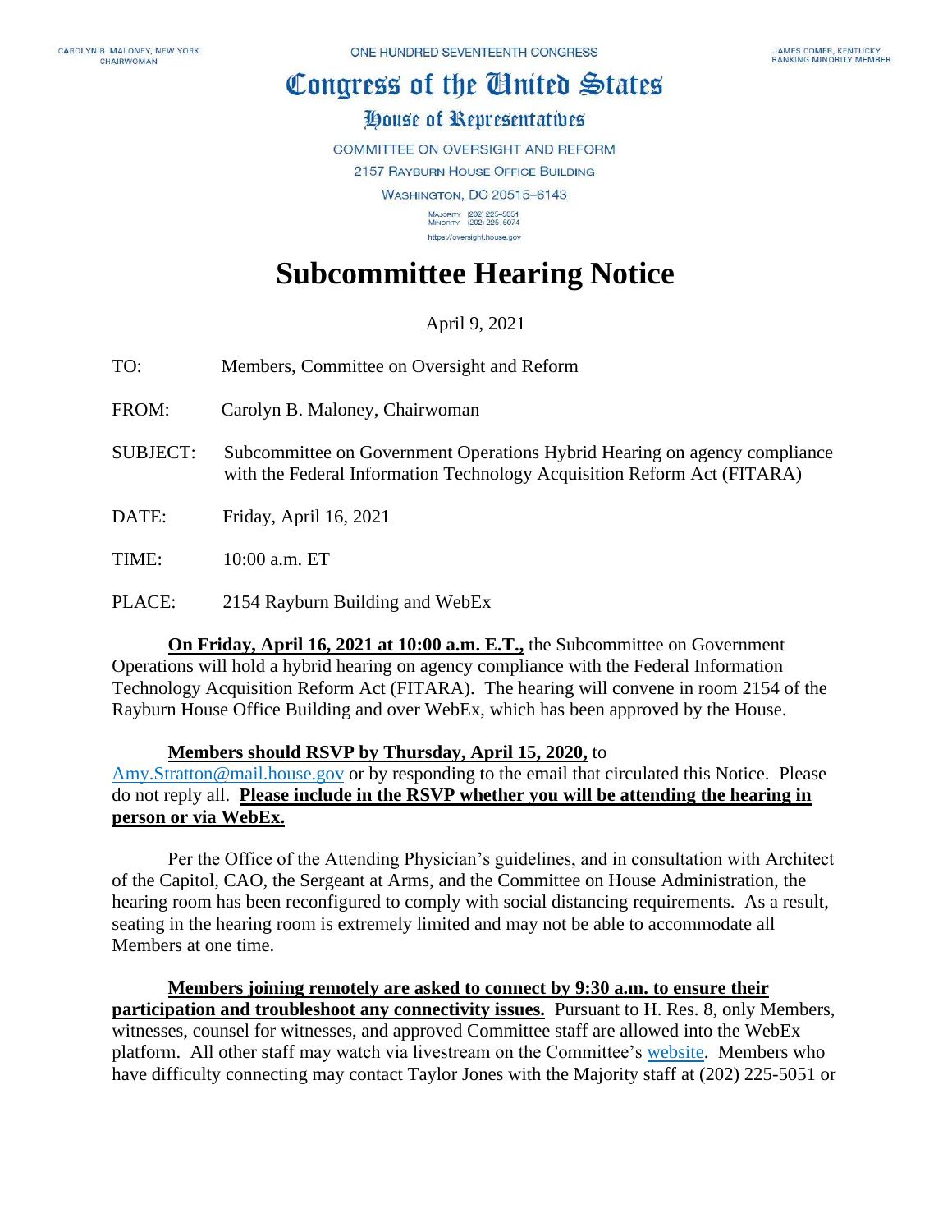CAROLYN B. MALONEY, NEW YORK
CHAIRWOMAN

ONE HUNDRED SEVENTEENTH CONGRESS

JAMES COMER, KENTUCKY
RANKING MINORITY MEMBER

# Congress of the United States

## House of Representatives

COMMITTEE ON OVERSIGHT AND REFORM

2157 RAYBURN HOUSE OFFICE BUILDING

WASHINGTON, DC 20515–6143

MAJORITY (202) 225–5051
MINORITY (202) 225–5074

https://oversight.house.gov

# Subcommittee Hearing Notice

April 9, 2021

| | |
|---|---|
| TO: | Members, Committee on Oversight and Reform |
| FROM: | Carolyn B. Maloney, Chairwoman |
| SUBJECT: | Subcommittee on Government Operations Hybrid Hearing on agency compliance with the Federal Information Technology Acquisition Reform Act (FITARA) |
| DATE: | Friday, April 16, 2021 |
| TIME: | 10:00 a.m. ET |
| PLACE: | 2154 Rayburn Building and WebEx |

**On Friday, April 16, 2021 at 10:00 a.m. E.T.,** the Subcommittee on Government Operations will hold a hybrid hearing on agency compliance with the Federal Information Technology Acquisition Reform Act (FITARA). The hearing will convene in room 2154 of the Rayburn House Office Building and over WebEx, which has been approved by the House.

**Members should RSVP by Thursday, April 15, 2020,** to Amy.Stratton@mail.house.gov or by responding to the email that circulated this Notice. Please do not reply all. **Please include in the RSVP whether you will be attending the hearing in person or via WebEx.**

Per the Office of the Attending Physician's guidelines, and in consultation with Architect of the Capitol, CAO, the Sergeant at Arms, and the Committee on House Administration, the hearing room has been reconfigured to comply with social distancing requirements. As a result, seating in the hearing room is extremely limited and may not be able to accommodate all Members at one time.

**Members joining remotely are asked to connect by 9:30 a.m. to ensure their participation and troubleshoot any connectivity issues.** Pursuant to H. Res. 8, only Members, witnesses, counsel for witnesses, and approved Committee staff are allowed into the WebEx platform. All other staff may watch via livestream on the Committee's website. Members who have difficulty connecting may contact Taylor Jones with the Majority staff at (202) 225-5051 or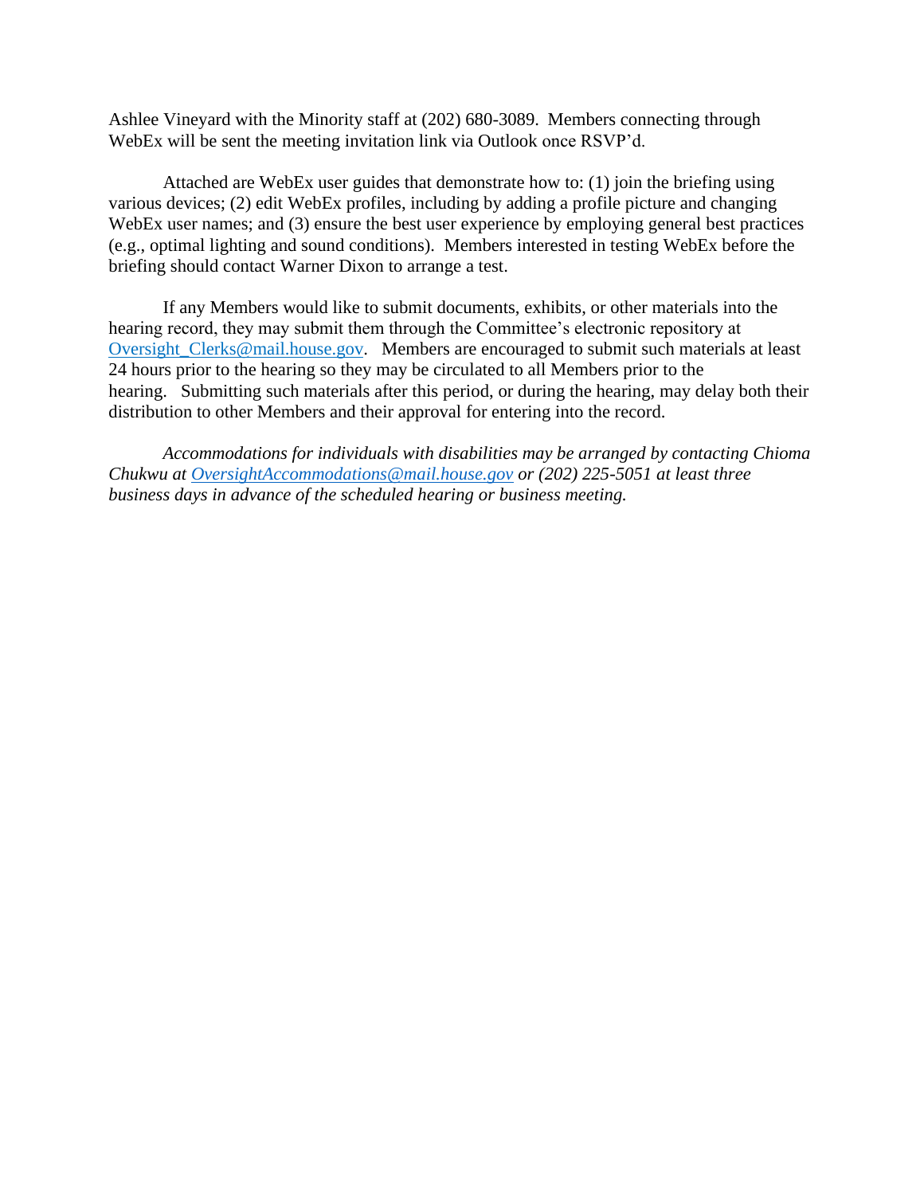Ashlee Vineyard with the Minority staff at (202) 680-3089. Members connecting through WebEx will be sent the meeting invitation link via Outlook once RSVP'd.

Attached are WebEx user guides that demonstrate how to: (1) join the briefing using various devices; (2) edit WebEx profiles, including by adding a profile picture and changing WebEx user names; and (3) ensure the best user experience by employing general best practices (e.g., optimal lighting and sound conditions). Members interested in testing WebEx before the briefing should contact Warner Dixon to arrange a test.

If any Members would like to submit documents, exhibits, or other materials into the hearing record, they may submit them through the Committee's electronic repository at Oversight_Clerks@mail.house.gov. Members are encouraged to submit such materials at least 24 hours prior to the hearing so they may be circulated to all Members prior to the hearing. Submitting such materials after this period, or during the hearing, may delay both their distribution to other Members and their approval for entering into the record.

*Accommodations for individuals with disabilities may be arranged by contacting Chioma Chukwu at OversightAccommodations@mail.house.gov or (202) 225-5051 at least three business days in advance of the scheduled hearing or business meeting.*